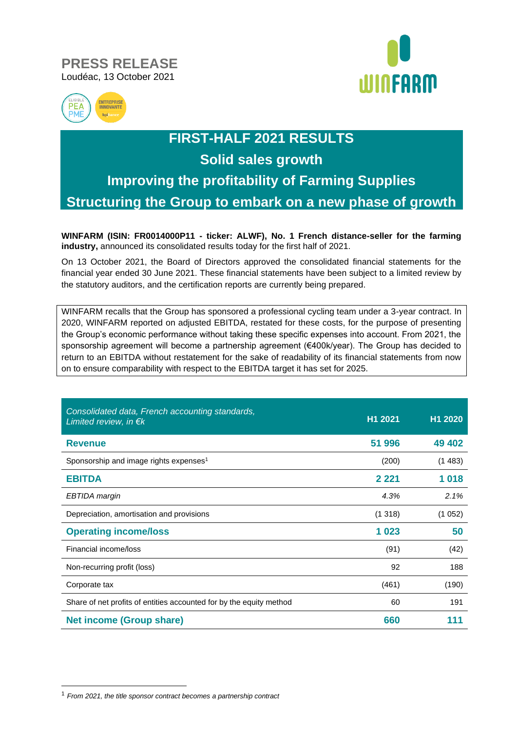# PRESS RELEASE

Loudéac, 13 October 2021

## FIRST-HALF 2021 RESULTS
## Solid sales growth
## Improving the profitability of Farming Supplies
## Structuring the Group to embark on a new phase of growth

**WINFARM (ISIN: FR0014000P11 - ticker: ALWF), No. 1 French distance-seller for the farming industry,** announced its consolidated results today for the first half of 2021.

On 13 October 2021, the Board of Directors approved the consolidated financial statements for the financial year ended 30 June 2021. These financial statements have been subject to a limited review by the statutory auditors, and the certification reports are currently being prepared.

WINFARM recalls that the Group has sponsored a professional cycling team under a 3-year contract. In 2020, WINFARM reported on adjusted EBITDA, restated for these costs, for the purpose of presenting the Group's economic performance without taking these specific expenses into account. From 2021, the sponsorship agreement will become a partnership agreement (€400k/year). The Group has decided to return to an EBITDA without restatement for the sake of readability of its financial statements from now on to ensure comparability with respect to the EBITDA target it has set for 2025.

| *Consolidated data, French accounting standards, Limited review, in €k* | H1 2021 | H1 2020 |
|---|---|---|
| **Revenue** | **51 996** | **49 402** |
| Sponsorship and image rights expenses[1] | (200) | (1 483) |
| **EBITDA** | **2 221** | **1 018** |
| *EBTIDA margin* | *4.3%* | *2.1%* |
| Depreciation, amortisation and provisions | (1 318) | (1 052) |
| **Operating income/loss** | **1 023** | **50** |
| Financial income/loss | (91) | (42) |
| Non-recurring profit (loss) | 92 | 188 |
| Corporate tax | (461) | (190) |
| Share of net profits of entities accounted for by the equity method | 60 | 191 |
| **Net income (Group share)** | **660** | **111** |

[1] *From 2021, the title sponsor contract becomes a partnership contract*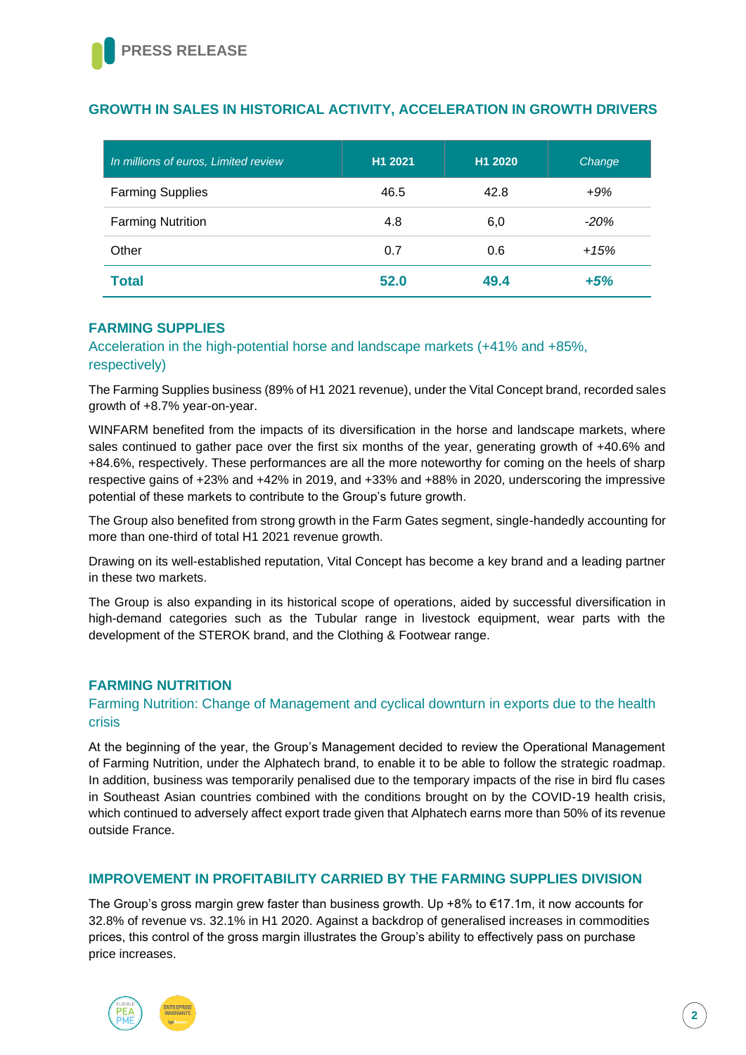## GROWTH IN SALES IN HISTORICAL ACTIVITY, ACCELERATION IN GROWTH DRIVERS

| *In millions of euros, Limited review* | H1 2021 | H1 2020 | *Change* |
|---|---|---|---|
| Farming Supplies | 46.5 | 42.8 | *+9%* |
| Farming Nutrition | 4.8 | 6,0 | *-20%* |
| Other | 0.7 | 0.6 | *+15%* |
| **Total** | **52.0** | **49.4** | ***+5%*** |

## FARMING SUPPLIES

### Acceleration in the high-potential horse and landscape markets (+41% and +85%, respectively)

The Farming Supplies business (89% of H1 2021 revenue), under the Vital Concept brand, recorded sales growth of +8.7% year-on-year.

WINFARM benefited from the impacts of its diversification in the horse and landscape markets, where sales continued to gather pace over the first six months of the year, generating growth of +40.6% and +84.6%, respectively. These performances are all the more noteworthy for coming on the heels of sharp respective gains of +23% and +42% in 2019, and +33% and +88% in 2020, underscoring the impressive potential of these markets to contribute to the Group's future growth.

The Group also benefited from strong growth in the Farm Gates segment, single-handedly accounting for more than one-third of total H1 2021 revenue growth.

Drawing on its well-established reputation, Vital Concept has become a key brand and a leading partner in these two markets.

The Group is also expanding in its historical scope of operations, aided by successful diversification in high-demand categories such as the Tubular range in livestock equipment, wear parts with the development of the STEROK brand, and the Clothing & Footwear range.

## FARMING NUTRITION

### Farming Nutrition: Change of Management and cyclical downturn in exports due to the health crisis

At the beginning of the year, the Group's Management decided to review the Operational Management of Farming Nutrition, under the Alphatech brand, to enable it to be able to follow the strategic roadmap. In addition, business was temporarily penalised due to the temporary impacts of the rise in bird flu cases in Southeast Asian countries combined with the conditions brought on by the COVID-19 health crisis, which continued to adversely affect export trade given that Alphatech earns more than 50% of its revenue outside France.

## IMPROVEMENT IN PROFITABILITY CARRIED BY THE FARMING SUPPLIES DIVISION

The Group's gross margin grew faster than business growth. Up +8% to €17.1m, it now accounts for 32.8% of revenue vs. 32.1% in H1 2020. Against a backdrop of generalised increases in commodities prices, this control of the gross margin illustrates the Group's ability to effectively pass on purchase price increases.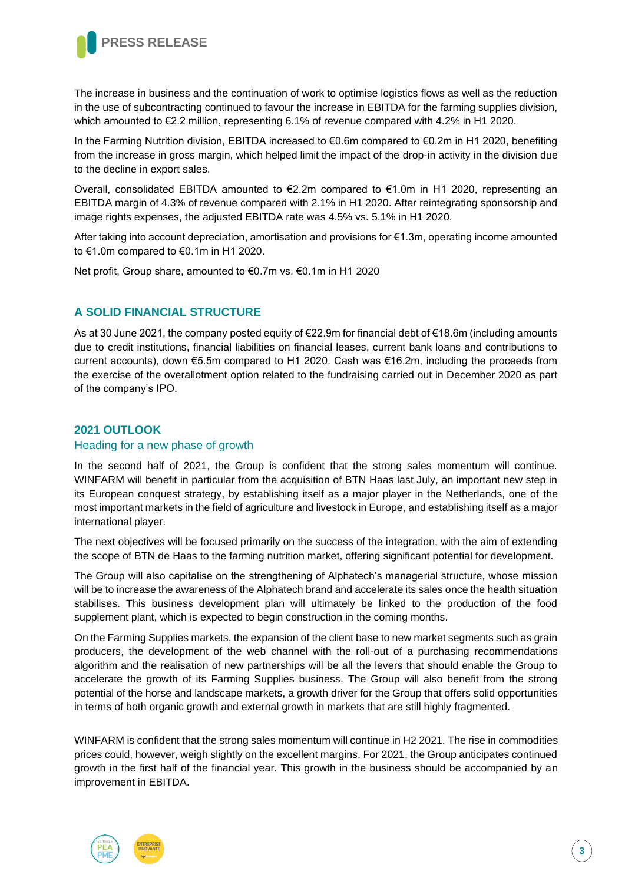The increase in business and the continuation of work to optimise logistics flows as well as the reduction in the use of subcontracting continued to favour the increase in EBITDA for the farming supplies division, which amounted to €2.2 million, representing 6.1% of revenue compared with 4.2% in H1 2020.

In the Farming Nutrition division, EBITDA increased to €0.6m compared to €0.2m in H1 2020, benefiting from the increase in gross margin, which helped limit the impact of the drop-in activity in the division due to the decline in export sales.

Overall, consolidated EBITDA amounted to €2.2m compared to €1.0m in H1 2020, representing an EBITDA margin of 4.3% of revenue compared with 2.1% in H1 2020. After reintegrating sponsorship and image rights expenses, the adjusted EBITDA rate was 4.5% vs. 5.1% in H1 2020.

After taking into account depreciation, amortisation and provisions for €1.3m, operating income amounted to €1.0m compared to €0.1m in H1 2020.

Net profit, Group share, amounted to €0.7m vs. €0.1m in H1 2020

## A SOLID FINANCIAL STRUCTURE

As at 30 June 2021, the company posted equity of €22.9m for financial debt of €18.6m (including amounts due to credit institutions, financial liabilities on financial leases, current bank loans and contributions to current accounts), down €5.5m compared to H1 2020. Cash was €16.2m, including the proceeds from the exercise of the overallotment option related to the fundraising carried out in December 2020 as part of the company's IPO.

## 2021 OUTLOOK

### Heading for a new phase of growth

In the second half of 2021, the Group is confident that the strong sales momentum will continue. WINFARM will benefit in particular from the acquisition of BTN Haas last July, an important new step in its European conquest strategy, by establishing itself as a major player in the Netherlands, one of the most important markets in the field of agriculture and livestock in Europe, and establishing itself as a major international player.

The next objectives will be focused primarily on the success of the integration, with the aim of extending the scope of BTN de Haas to the farming nutrition market, offering significant potential for development.

The Group will also capitalise on the strengthening of Alphatech's managerial structure, whose mission will be to increase the awareness of the Alphatech brand and accelerate its sales once the health situation stabilises. This business development plan will ultimately be linked to the production of the food supplement plant, which is expected to begin construction in the coming months.

On the Farming Supplies markets, the expansion of the client base to new market segments such as grain producers, the development of the web channel with the roll-out of a purchasing recommendations algorithm and the realisation of new partnerships will be all the levers that should enable the Group to accelerate the growth of its Farming Supplies business. The Group will also benefit from the strong potential of the horse and landscape markets, a growth driver for the Group that offers solid opportunities in terms of both organic growth and external growth in markets that are still highly fragmented.

WINFARM is confident that the strong sales momentum will continue in H2 2021. The rise in commodities prices could, however, weigh slightly on the excellent margins. For 2021, the Group anticipates continued growth in the first half of the financial year. This growth in the business should be accompanied by an improvement in EBITDA.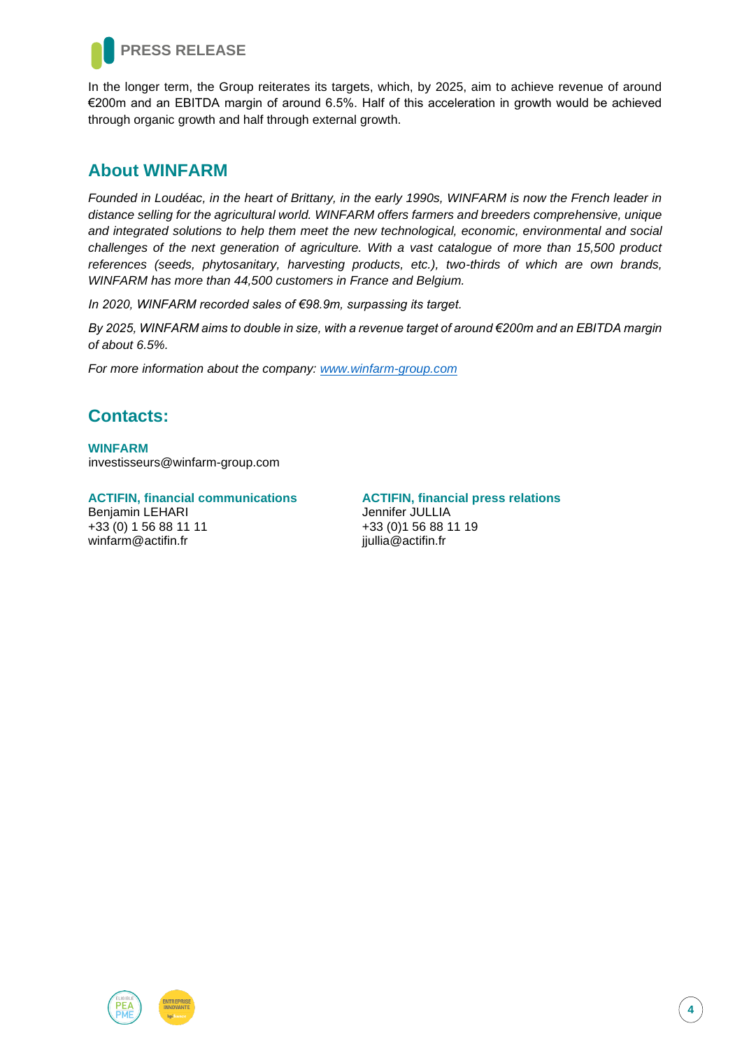In the longer term, the Group reiterates its targets, which, by 2025, aim to achieve revenue of around €200m and an EBITDA margin of around 6.5%. Half of this acceleration in growth would be achieved through organic growth and half through external growth.

## About WINFARM

*Founded in Loudéac, in the heart of Brittany, in the early 1990s, WINFARM is now the French leader in distance selling for the agricultural world. WINFARM offers farmers and breeders comprehensive, unique and integrated solutions to help them meet the new technological, economic, environmental and social challenges of the next generation of agriculture. With a vast catalogue of more than 15,500 product references (seeds, phytosanitary, harvesting products, etc.), two-thirds of which are own brands, WINFARM has more than 44,500 customers in France and Belgium.*

*In 2020, WINFARM recorded sales of €98.9m, surpassing its target.*

*By 2025, WINFARM aims to double in size, with a revenue target of around €200m and an EBITDA margin of about 6.5%.*

*For more information about the company: [www.winfarm-group.com](www.winfarm-group.com)*

## Contacts:

**WINFARM**
investisseurs@winfarm-group.com

**ACTIFIN, financial communications**
Benjamin LEHARI
+33 (0) 1 56 88 11 11
winfarm@actifin.fr

**ACTIFIN, financial press relations**
Jennifer JULLIA
+33 (0)1 56 88 11 19
jjullia@actifin.fr